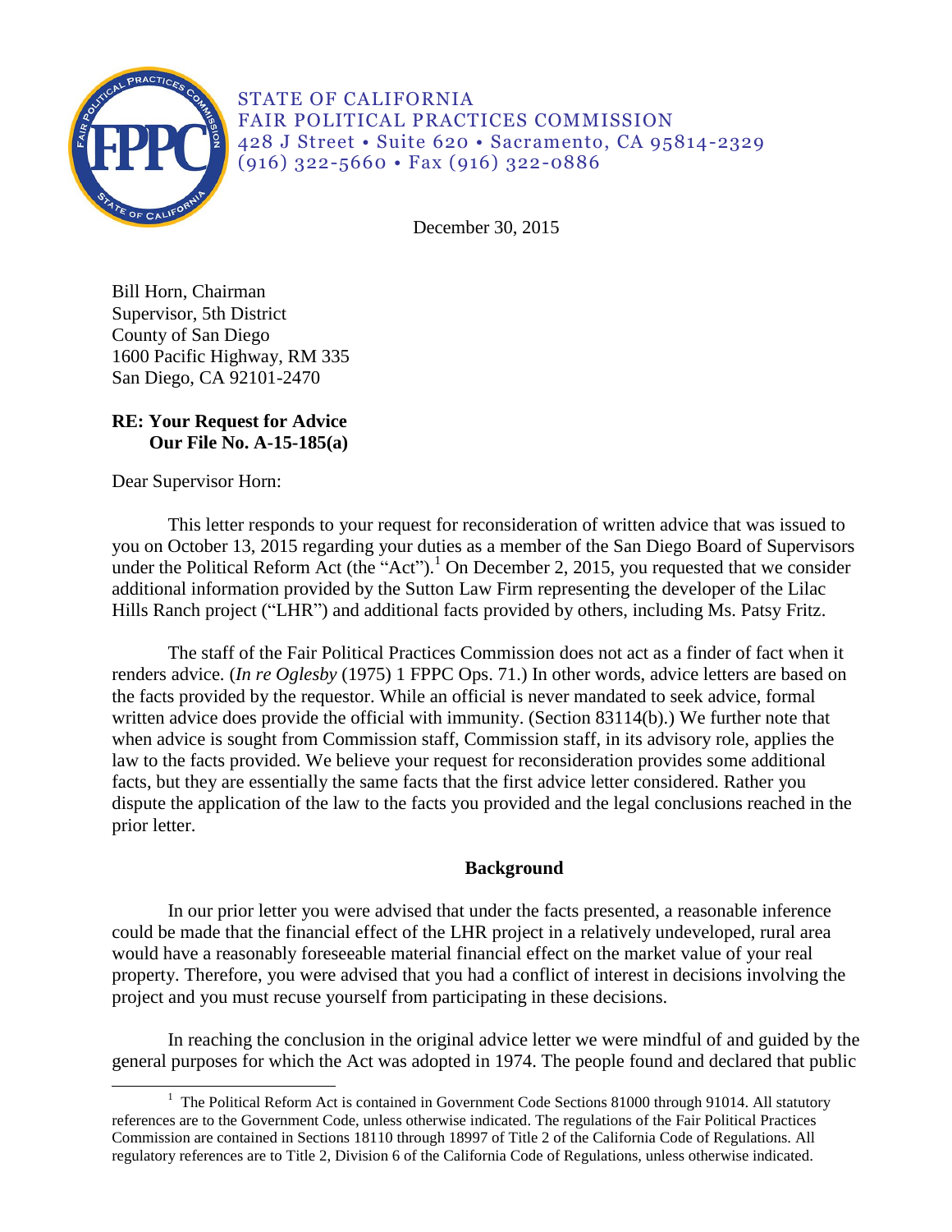STATE OF CALIFORNIA
FAIR POLITICAL PRACTICES COMMISSION
428 J Street • Suite 620 • Sacramento, CA 95814-2329
(916) 322-5660 • Fax (916) 322-0886

December 30, 2015

Bill Horn, Chairman
Supervisor, 5th District
County of San Diego
1600 Pacific Highway, RM 335
San Diego, CA 92101-2470

**RE: Your Request for Advice**
**Our File No. A-15-185(a)**

Dear Supervisor Horn:

This letter responds to your request for reconsideration of written advice that was issued to you on October 13, 2015 regarding your duties as a member of the San Diego Board of Supervisors under the Political Reform Act (the "Act").[1] On December 2, 2015, you requested that we consider additional information provided by the Sutton Law Firm representing the developer of the Lilac Hills Ranch project ("LHR") and additional facts provided by others, including Ms. Patsy Fritz.

The staff of the Fair Political Practices Commission does not act as a finder of fact when it renders advice. (*In re Oglesby* (1975) 1 FPPC Ops. 71.) In other words, advice letters are based on the facts provided by the requestor. While an official is never mandated to seek advice, formal written advice does provide the official with immunity. (Section 83114(b).) We further note that when advice is sought from Commission staff, Commission staff, in its advisory role, applies the law to the facts provided. We believe your request for reconsideration provides some additional facts, but they are essentially the same facts that the first advice letter considered. Rather you dispute the application of the law to the facts you provided and the legal conclusions reached in the prior letter.

## Background

In our prior letter you were advised that under the facts presented, a reasonable inference could be made that the financial effect of the LHR project in a relatively undeveloped, rural area would have a reasonably foreseeable material financial effect on the market value of your real property. Therefore, you were advised that you had a conflict of interest in decisions involving the project and you must recuse yourself from participating in these decisions.

In reaching the conclusion in the original advice letter we were mindful of and guided by the general purposes for which the Act was adopted in 1974. The people found and declared that public

[1] The Political Reform Act is contained in Government Code Sections 81000 through 91014. All statutory references are to the Government Code, unless otherwise indicated. The regulations of the Fair Political Practices Commission are contained in Sections 18110 through 18997 of Title 2 of the California Code of Regulations. All regulatory references are to Title 2, Division 6 of the California Code of Regulations, unless otherwise indicated.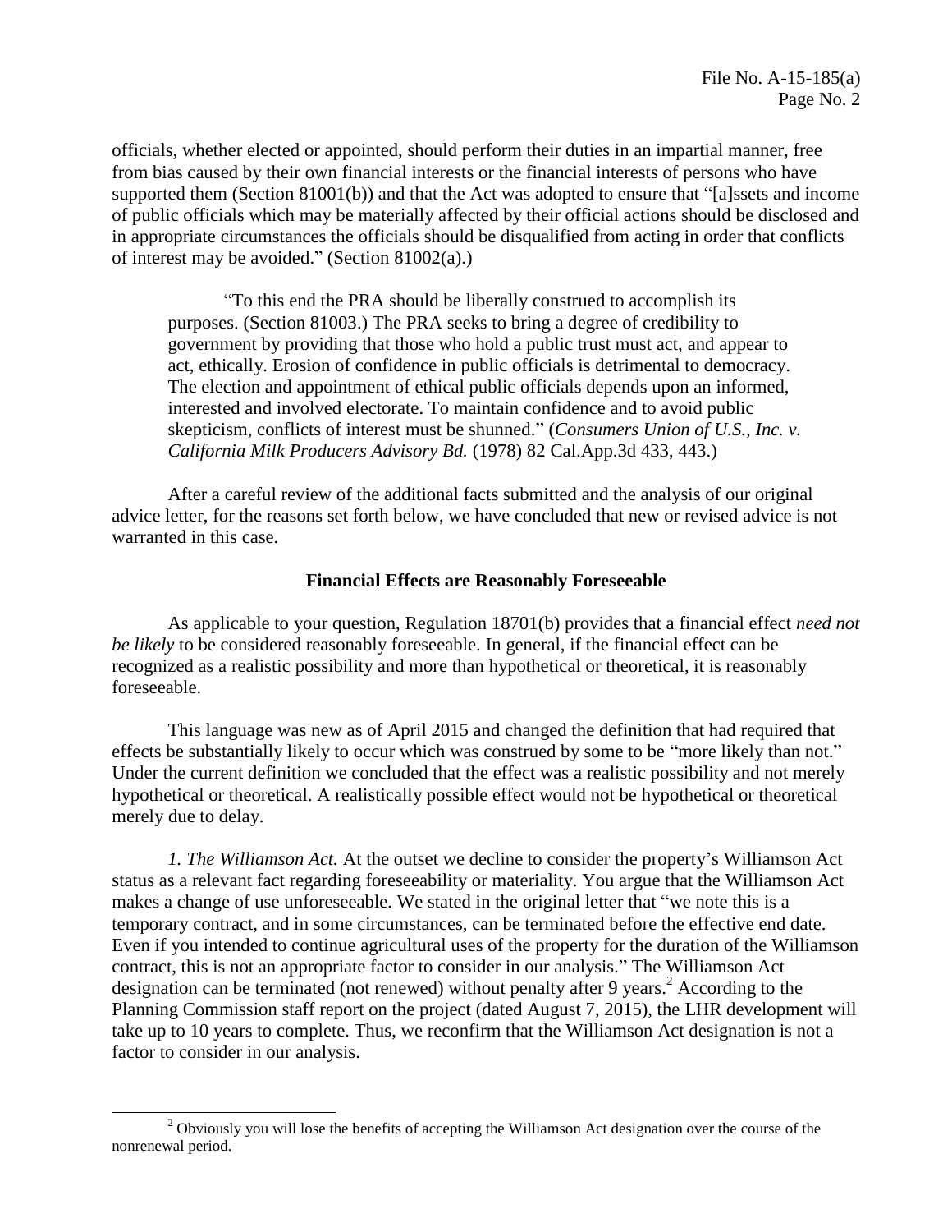officials, whether elected or appointed, should perform their duties in an impartial manner, free from bias caused by their own financial interests or the financial interests of persons who have supported them (Section 81001(b)) and that the Act was adopted to ensure that "[a]ssets and income of public officials which may be materially affected by their official actions should be disclosed and in appropriate circumstances the officials should be disqualified from acting in order that conflicts of interest may be avoided." (Section 81002(a).)

> "To this end the PRA should be liberally construed to accomplish its purposes. (Section 81003.) The PRA seeks to bring a degree of credibility to government by providing that those who hold a public trust must act, and appear to act, ethically. Erosion of confidence in public officials is detrimental to democracy. The election and appointment of ethical public officials depends upon an informed, interested and involved electorate. To maintain confidence and to avoid public skepticism, conflicts of interest must be shunned." (*Consumers Union of U.S., Inc. v. California Milk Producers Advisory Bd.* (1978) 82 Cal.App.3d 433, 443.)

After a careful review of the additional facts submitted and the analysis of our original advice letter, for the reasons set forth below, we have concluded that new or revised advice is not warranted in this case.

## Financial Effects are Reasonably Foreseeable

As applicable to your question, Regulation 18701(b) provides that a financial effect *need not be likely* to be considered reasonably foreseeable. In general, if the financial effect can be recognized as a realistic possibility and more than hypothetical or theoretical, it is reasonably foreseeable.

This language was new as of April 2015 and changed the definition that had required that effects be substantially likely to occur which was construed by some to be "more likely than not." Under the current definition we concluded that the effect was a realistic possibility and not merely hypothetical or theoretical. A realistically possible effect would not be hypothetical or theoretical merely due to delay.

*1. The Williamson Act.* At the outset we decline to consider the property's Williamson Act status as a relevant fact regarding foreseeability or materiality. You argue that the Williamson Act makes a change of use unforeseeable. We stated in the original letter that "we note this is a temporary contract, and in some circumstances, can be terminated before the effective end date. Even if you intended to continue agricultural uses of the property for the duration of the Williamson contract, this is not an appropriate factor to consider in our analysis." The Williamson Act designation can be terminated (not renewed) without penalty after 9 years.[2] According to the Planning Commission staff report on the project (dated August 7, 2015), the LHR development will take up to 10 years to complete. Thus, we reconfirm that the Williamson Act designation is not a factor to consider in our analysis.

[2] Obviously you will lose the benefits of accepting the Williamson Act designation over the course of the nonrenewal period.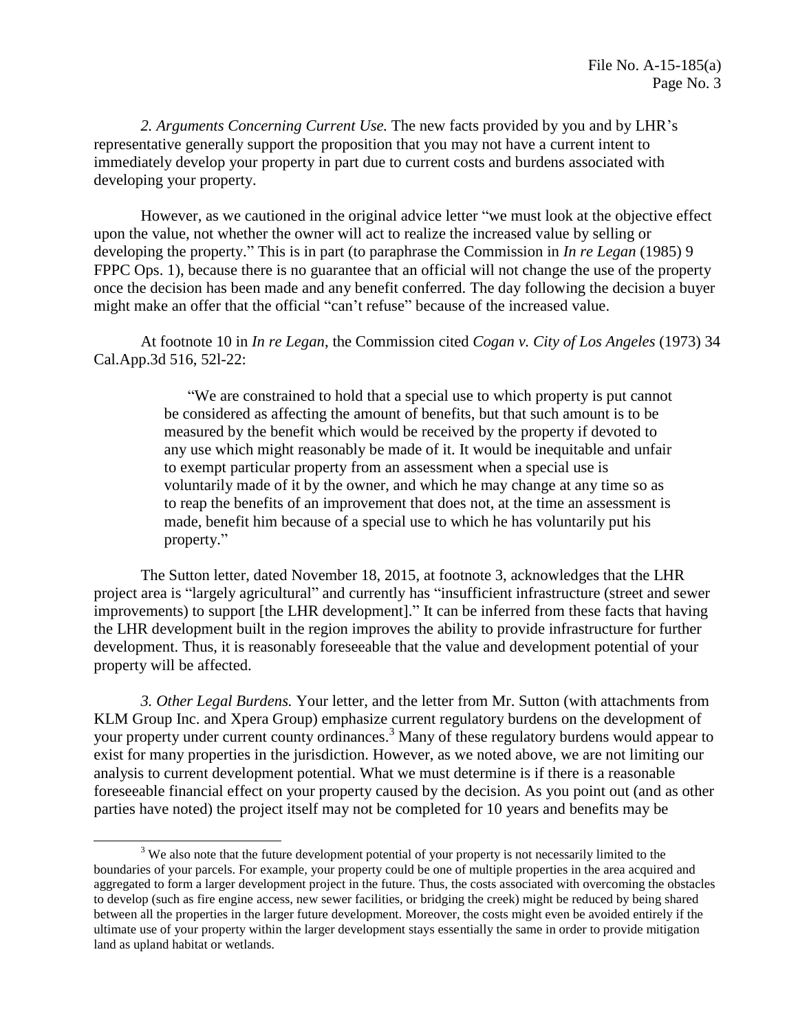*2. Arguments Concerning Current Use.* The new facts provided by you and by LHR's representative generally support the proposition that you may not have a current intent to immediately develop your property in part due to current costs and burdens associated with developing your property.

However, as we cautioned in the original advice letter "we must look at the objective effect upon the value, not whether the owner will act to realize the increased value by selling or developing the property." This is in part (to paraphrase the Commission in *In re Legan* (1985) 9 FPPC Ops. 1), because there is no guarantee that an official will not change the use of the property once the decision has been made and any benefit conferred. The day following the decision a buyer might make an offer that the official "can't refuse" because of the increased value.

At footnote 10 in *In re Legan*, the Commission cited *Cogan v. City of Los Angeles* (1973) 34 Cal.App.3d 516, 52l-22:

> "We are constrained to hold that a special use to which property is put cannot be considered as affecting the amount of benefits, but that such amount is to be measured by the benefit which would be received by the property if devoted to any use which might reasonably be made of it. It would be inequitable and unfair to exempt particular property from an assessment when a special use is voluntarily made of it by the owner, and which he may change at any time so as to reap the benefits of an improvement that does not, at the time an assessment is made, benefit him because of a special use to which he has voluntarily put his property."

The Sutton letter, dated November 18, 2015, at footnote 3, acknowledges that the LHR project area is "largely agricultural" and currently has "insufficient infrastructure (street and sewer improvements) to support [the LHR development]." It can be inferred from these facts that having the LHR development built in the region improves the ability to provide infrastructure for further development. Thus, it is reasonably foreseeable that the value and development potential of your property will be affected.

*3. Other Legal Burdens.* Your letter, and the letter from Mr. Sutton (with attachments from KLM Group Inc. and Xpera Group) emphasize current regulatory burdens on the development of your property under current county ordinances.[3] Many of these regulatory burdens would appear to exist for many properties in the jurisdiction. However, as we noted above, we are not limiting our analysis to current development potential. What we must determine is if there is a reasonable foreseeable financial effect on your property caused by the decision. As you point out (and as other parties have noted) the project itself may not be completed for 10 years and benefits may be

[3] We also note that the future development potential of your property is not necessarily limited to the boundaries of your parcels. For example, your property could be one of multiple properties in the area acquired and aggregated to form a larger development project in the future. Thus, the costs associated with overcoming the obstacles to develop (such as fire engine access, new sewer facilities, or bridging the creek) might be reduced by being shared between all the properties in the larger future development. Moreover, the costs might even be avoided entirely if the ultimate use of your property within the larger development stays essentially the same in order to provide mitigation land as upland habitat or wetlands.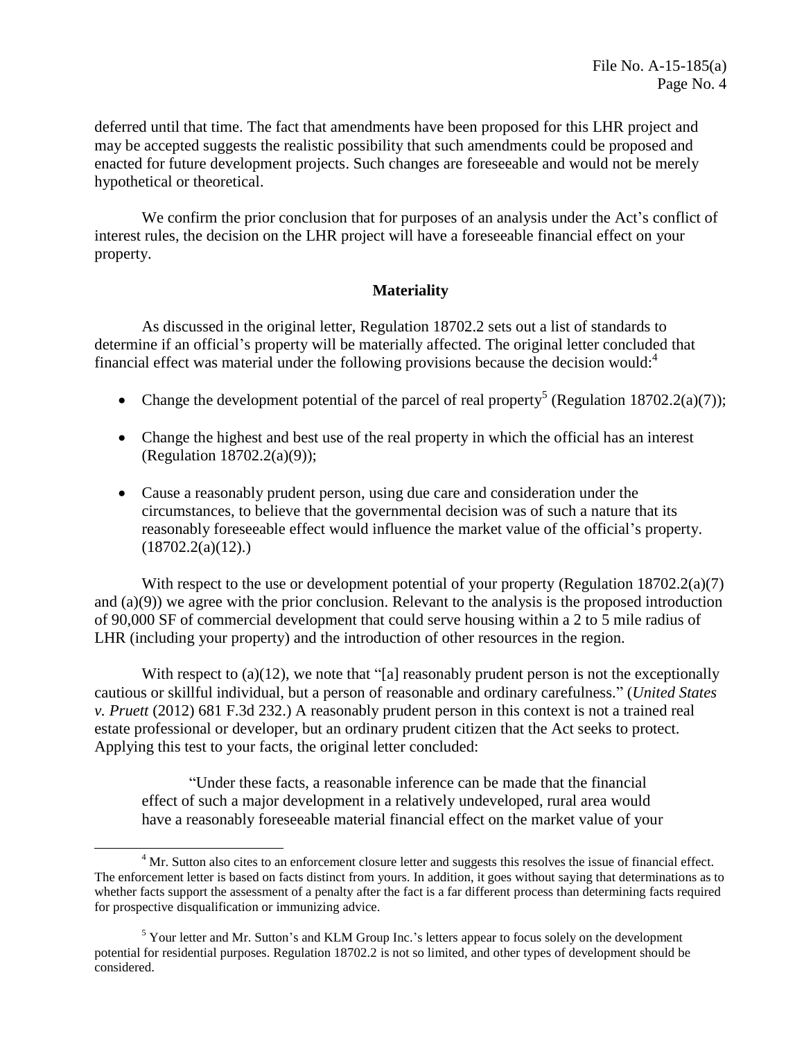deferred until that time. The fact that amendments have been proposed for this LHR project and may be accepted suggests the realistic possibility that such amendments could be proposed and enacted for future development projects. Such changes are foreseeable and would not be merely hypothetical or theoretical.

We confirm the prior conclusion that for purposes of an analysis under the Act's conflict of interest rules, the decision on the LHR project will have a foreseeable financial effect on your property.

## Materiality

As discussed in the original letter, Regulation 18702.2 sets out a list of standards to determine if an official's property will be materially affected. The original letter concluded that financial effect was material under the following provisions because the decision would:[4]

- Change the development potential of the parcel of real property[5] (Regulation 18702.2(a)(7));
- Change the highest and best use of the real property in which the official has an interest (Regulation 18702.2(a)(9));
- Cause a reasonably prudent person, using due care and consideration under the circumstances, to believe that the governmental decision was of such a nature that its reasonably foreseeable effect would influence the market value of the official's property. (18702.2(a)(12).)

With respect to the use or development potential of your property (Regulation 18702.2(a)(7) and (a)(9)) we agree with the prior conclusion. Relevant to the analysis is the proposed introduction of 90,000 SF of commercial development that could serve housing within a 2 to 5 mile radius of LHR (including your property) and the introduction of other resources in the region.

With respect to (a)(12), we note that "[a] reasonably prudent person is not the exceptionally cautious or skillful individual, but a person of reasonable and ordinary carefulness." (*United States v. Pruett* (2012) 681 F.3d 232.) A reasonably prudent person in this context is not a trained real estate professional or developer, but an ordinary prudent citizen that the Act seeks to protect. Applying this test to your facts, the original letter concluded:

> "Under these facts, a reasonable inference can be made that the financial effect of such a major development in a relatively undeveloped, rural area would have a reasonably foreseeable material financial effect on the market value of your

---

[4] Mr. Sutton also cites to an enforcement closure letter and suggests this resolves the issue of financial effect. The enforcement letter is based on facts distinct from yours. In addition, it goes without saying that determinations as to whether facts support the assessment of a penalty after the fact is a far different process than determining facts required for prospective disqualification or immunizing advice.

[5] Your letter and Mr. Sutton's and KLM Group Inc.'s letters appear to focus solely on the development potential for residential purposes. Regulation 18702.2 is not so limited, and other types of development should be considered.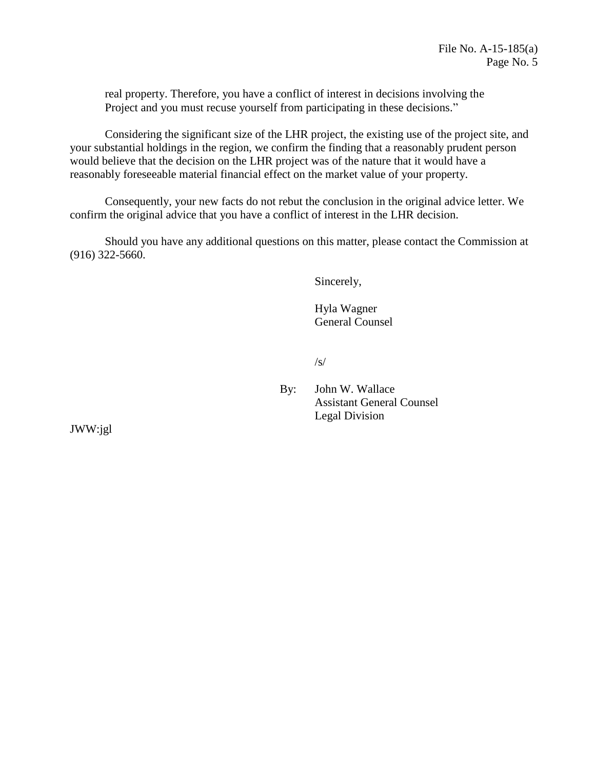real property. Therefore, you have a conflict of interest in decisions involving the Project and you must recuse yourself from participating in these decisions."

Considering the significant size of the LHR project, the existing use of the project site, and your substantial holdings in the region, we confirm the finding that a reasonably prudent person would believe that the decision on the LHR project was of the nature that it would have a reasonably foreseeable material financial effect on the market value of your property.

Consequently, your new facts do not rebut the conclusion in the original advice letter. We confirm the original advice that you have a conflict of interest in the LHR decision.

Should you have any additional questions on this matter, please contact the Commission at (916) 322-5660.

Sincerely,

Hyla Wagner
General Counsel

/s/

By: John W. Wallace
Assistant General Counsel
Legal Division

JWW:jgl